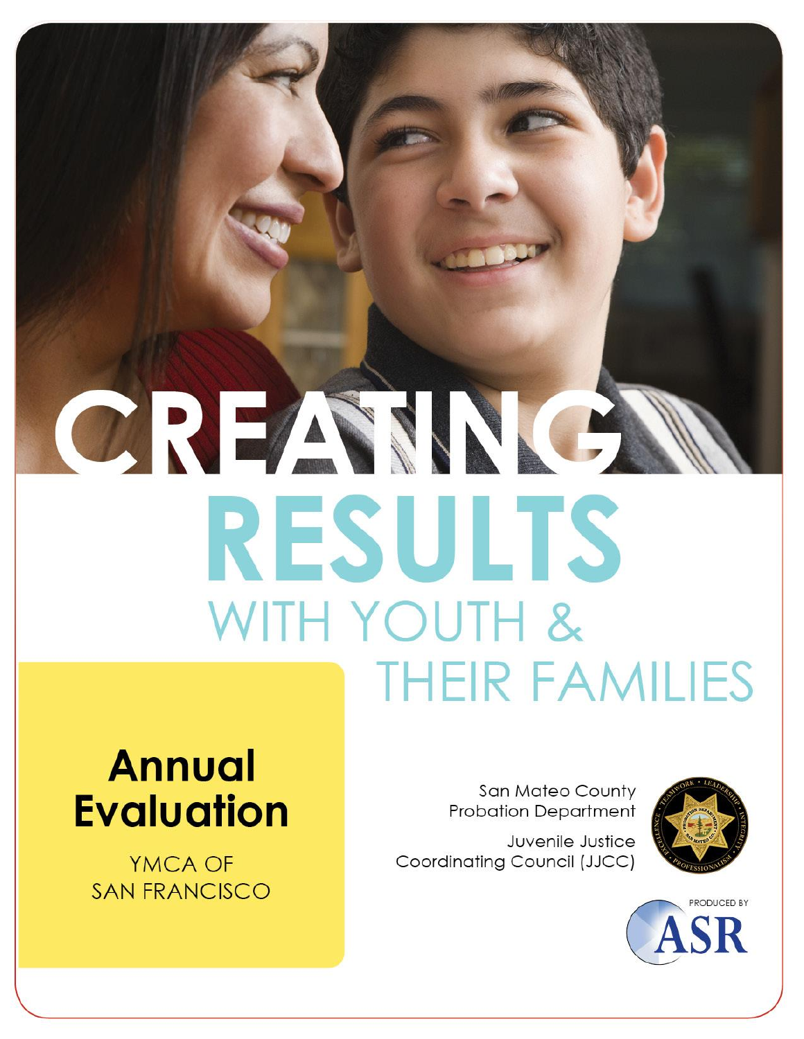# CREATING RESULTS WITH YOUTH & THEIR FAMILIES

## Annual Evaluation

YMCA OF SAN FRANCISCO

San Mateo County Probation Department

Juvenile Justice Coordinating Council (JJCC)

PRODUCED BY ASR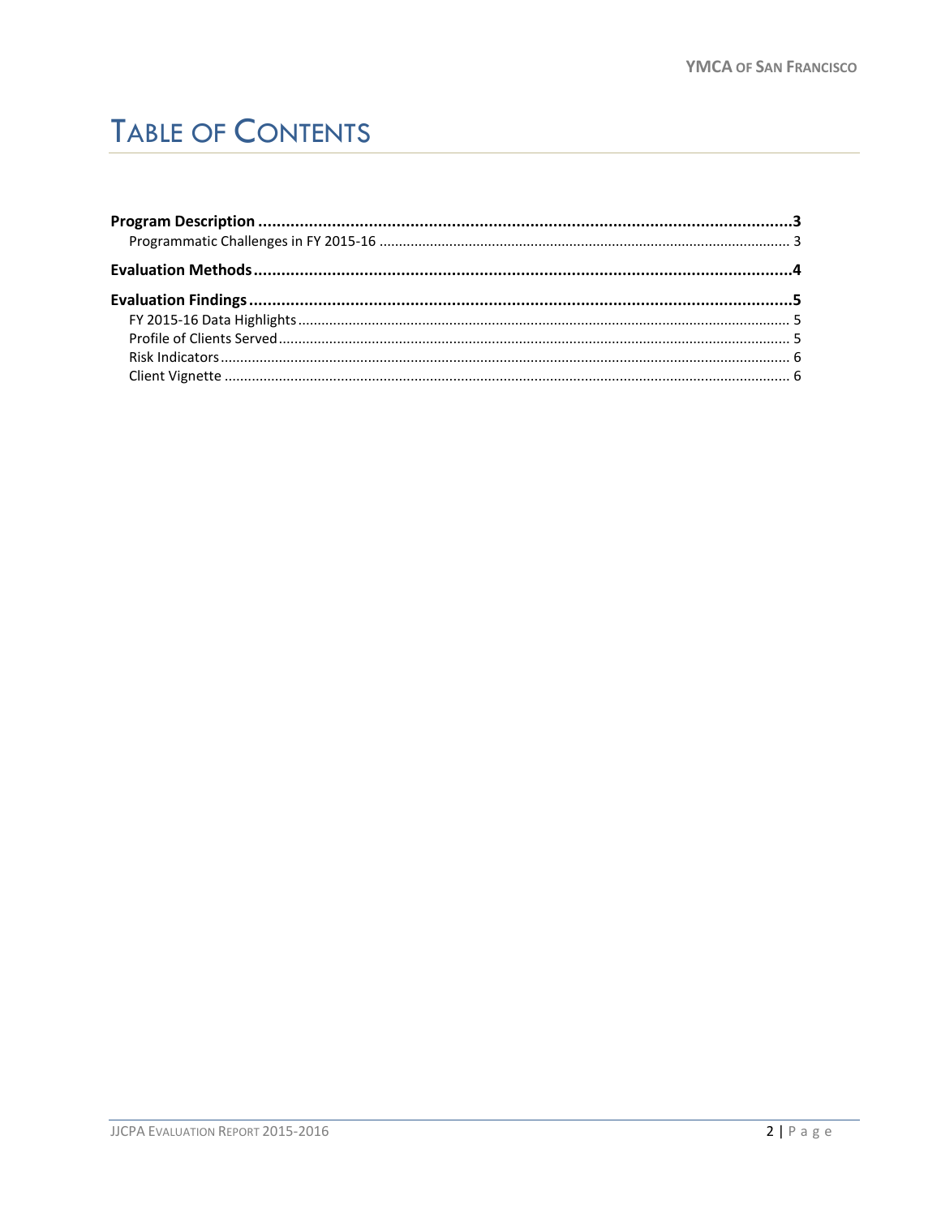# TABLE OF CONTENTS

**Program Description** ..... **3**
- Programmatic Challenges in FY 2015-16 ..... 3

**Evaluation Methods** ..... **4**

**Evaluation Findings** ..... **5**
- FY 2015-16 Data Highlights ..... 5
- Profile of Clients Served ..... 5
- Risk Indicators ..... 6
- Client Vignette ..... 6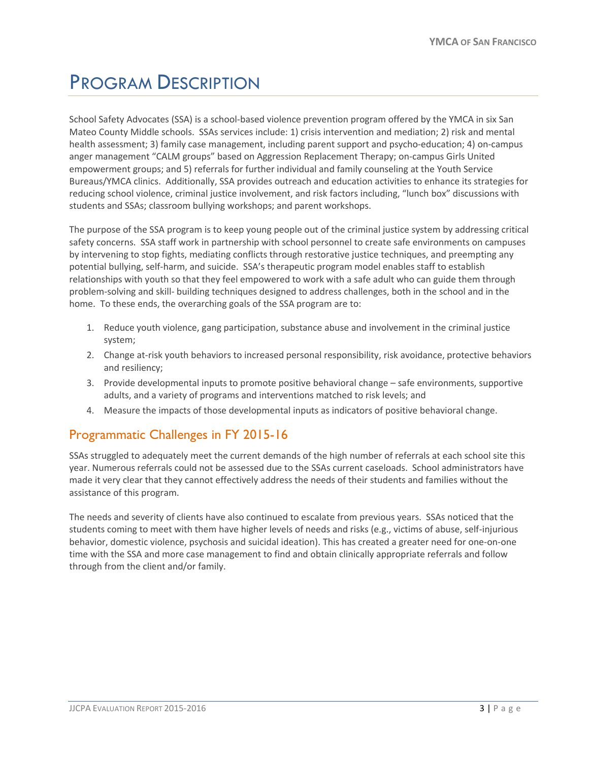# Program Description

School Safety Advocates (SSA) is a school-based violence prevention program offered by the YMCA in six San Mateo County Middle schools. SSAs services include: 1) crisis intervention and mediation; 2) risk and mental health assessment; 3) family case management, including parent support and psycho-education; 4) on-campus anger management "CALM groups" based on Aggression Replacement Therapy; on-campus Girls United empowerment groups; and 5) referrals for further individual and family counseling at the Youth Service Bureaus/YMCA clinics. Additionally, SSA provides outreach and education activities to enhance its strategies for reducing school violence, criminal justice involvement, and risk factors including, "lunch box" discussions with students and SSAs; classroom bullying workshops; and parent workshops.

The purpose of the SSA program is to keep young people out of the criminal justice system by addressing critical safety concerns. SSA staff work in partnership with school personnel to create safe environments on campuses by intervening to stop fights, mediating conflicts through restorative justice techniques, and preempting any potential bullying, self-harm, and suicide. SSA's therapeutic program model enables staff to establish relationships with youth so that they feel empowered to work with a safe adult who can guide them through problem-solving and skill- building techniques designed to address challenges, both in the school and in the home. To these ends, the overarching goals of the SSA program are to:

1. Reduce youth violence, gang participation, substance abuse and involvement in the criminal justice system;
2. Change at-risk youth behaviors to increased personal responsibility, risk avoidance, protective behaviors and resiliency;
3. Provide developmental inputs to promote positive behavioral change – safe environments, supportive adults, and a variety of programs and interventions matched to risk levels; and
4. Measure the impacts of those developmental inputs as indicators of positive behavioral change.

## Programmatic Challenges in FY 2015-16

SSAs struggled to adequately meet the current demands of the high number of referrals at each school site this year. Numerous referrals could not be assessed due to the SSAs current caseloads. School administrators have made it very clear that they cannot effectively address the needs of their students and families without the assistance of this program.

The needs and severity of clients have also continued to escalate from previous years. SSAs noticed that the students coming to meet with them have higher levels of needs and risks (e.g., victims of abuse, self-injurious behavior, domestic violence, psychosis and suicidal ideation). This has created a greater need for one-on-one time with the SSA and more case management to find and obtain clinically appropriate referrals and follow through from the client and/or family.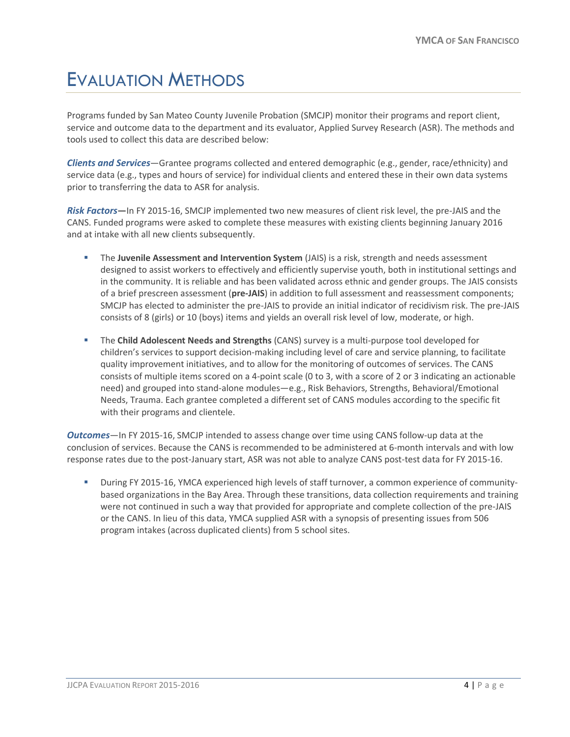# Evaluation Methods

Programs funded by San Mateo County Juvenile Probation (SMCJP) monitor their programs and report client, service and outcome data to the department and its evaluator, Applied Survey Research (ASR). The methods and tools used to collect this data are described below:

***Clients and Services***—Grantee programs collected and entered demographic (e.g., gender, race/ethnicity) and service data (e.g., types and hours of service) for individual clients and entered these in their own data systems prior to transferring the data to ASR for analysis.

***Risk Factors*—**In FY 2015-16, SMCJP implemented two new measures of client risk level, the pre-JAIS and the CANS. Funded programs were asked to complete these measures with existing clients beginning January 2016 and at intake with all new clients subsequently.

- The **Juvenile Assessment and Intervention System** (JAIS) is a risk, strength and needs assessment designed to assist workers to effectively and efficiently supervise youth, both in institutional settings and in the community. It is reliable and has been validated across ethnic and gender groups. The JAIS consists of a brief prescreen assessment (**pre-JAIS**) in addition to full assessment and reassessment components; SMCJP has elected to administer the pre-JAIS to provide an initial indicator of recidivism risk. The pre-JAIS consists of 8 (girls) or 10 (boys) items and yields an overall risk level of low, moderate, or high.

- The **Child Adolescent Needs and Strengths** (CANS) survey is a multi-purpose tool developed for children's services to support decision-making including level of care and service planning, to facilitate quality improvement initiatives, and to allow for the monitoring of outcomes of services. The CANS consists of multiple items scored on a 4-point scale (0 to 3, with a score of 2 or 3 indicating an actionable need) and grouped into stand-alone modules—e.g., Risk Behaviors, Strengths, Behavioral/Emotional Needs, Trauma. Each grantee completed a different set of CANS modules according to the specific fit with their programs and clientele.

***Outcomes***—In FY 2015-16, SMCJP intended to assess change over time using CANS follow-up data at the conclusion of services. Because the CANS is recommended to be administered at 6-month intervals and with low response rates due to the post-January start, ASR was not able to analyze CANS post-test data for FY 2015-16.

- During FY 2015-16, YMCA experienced high levels of staff turnover, a common experience of community-based organizations in the Bay Area. Through these transitions, data collection requirements and training were not continued in such a way that provided for appropriate and complete collection of the pre-JAIS or the CANS. In lieu of this data, YMCA supplied ASR with a synopsis of presenting issues from 506 program intakes (across duplicated clients) from 5 school sites.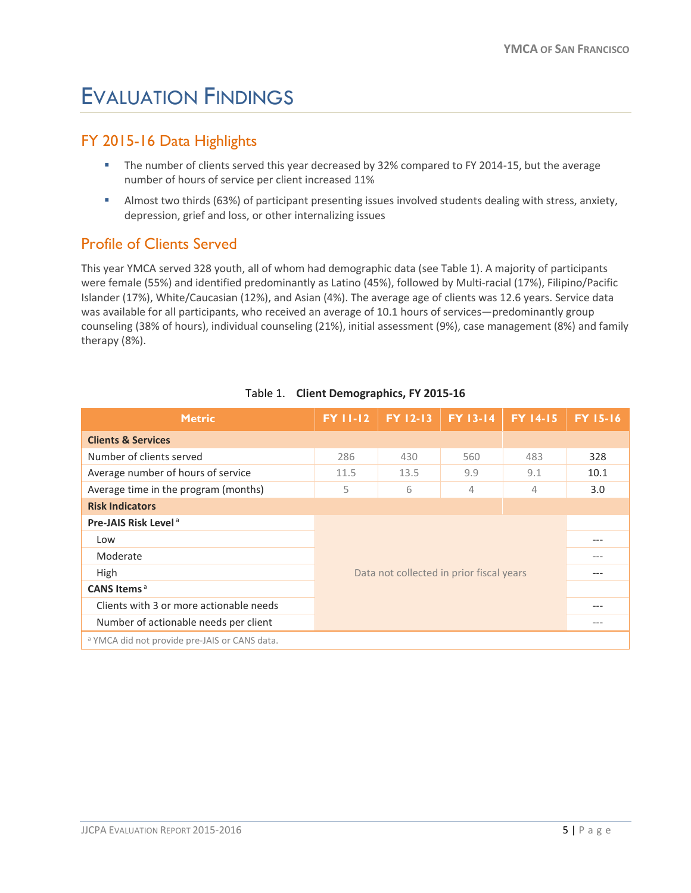# Evaluation Findings

## FY 2015-16 Data Highlights

- The number of clients served this year decreased by 32% compared to FY 2014-15, but the average number of hours of service per client increased 11%
- Almost two thirds (63%) of participant presenting issues involved students dealing with stress, anxiety, depression, grief and loss, or other internalizing issues

## Profile of Clients Served

This year YMCA served 328 youth, all of whom had demographic data (see Table 1). A majority of participants were female (55%) and identified predominantly as Latino (45%), followed by Multi-racial (17%), Filipino/Pacific Islander (17%), White/Caucasian (12%), and Asian (4%). The average age of clients was 12.6 years. Service data was available for all participants, who received an average of 10.1 hours of services—predominantly group counseling (38% of hours), individual counseling (21%), initial assessment (9%), case management (8%) and family therapy (8%).

Table 1. **Client Demographics, FY 2015-16**

| Metric | FY 11-12 | FY 12-13 | FY 13-14 | FY 14-15 | FY 15-16 |
|---|---|---|---|---|---|
| **Clients & Services** | | | | | |
| Number of clients served | 286 | 430 | 560 | 483 | 328 |
| Average number of hours of service | 11.5 | 13.5 | 9.9 | 9.1 | 10.1 |
| Average time in the program (months) | 5 | 6 | 4 | 4 | 3.0 |
| **Risk Indicators** | | | | | |
| **Pre-JAIS Risk Level** [a] | Data not collected in prior fiscal years | | | | |
| Low | | | | | --- |
| Moderate | | | | | --- |
| High | | | | | --- |
| **CANS Items** [a] | | | | | |
| Clients with 3 or more actionable needs | | | | | --- |
| Number of actionable needs per client | | | | | --- |

[a] YMCA did not provide pre-JAIS or CANS data.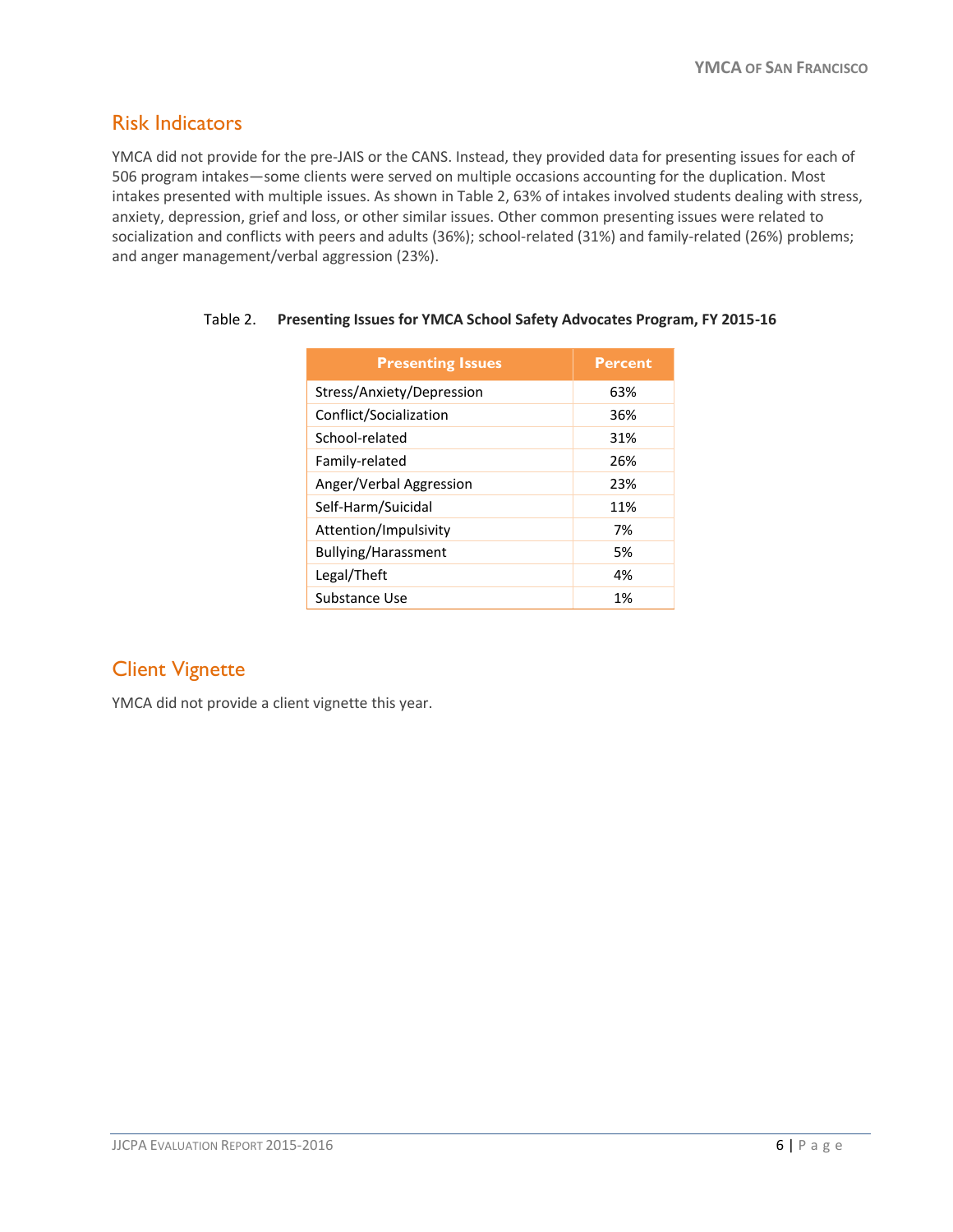## Risk Indicators

YMCA did not provide for the pre-JAIS or the CANS. Instead, they provided data for presenting issues for each of 506 program intakes—some clients were served on multiple occasions accounting for the duplication. Most intakes presented with multiple issues. As shown in Table 2, 63% of intakes involved students dealing with stress, anxiety, depression, grief and loss, or other similar issues. Other common presenting issues were related to socialization and conflicts with peers and adults (36%); school-related (31%) and family-related (26%) problems; and anger management/verbal aggression (23%).

Table 2. **Presenting Issues for YMCA School Safety Advocates Program, FY 2015-16**

| Presenting Issues | Percent |
|---|---|
| Stress/Anxiety/Depression | 63% |
| Conflict/Socialization | 36% |
| School-related | 31% |
| Family-related | 26% |
| Anger/Verbal Aggression | 23% |
| Self-Harm/Suicidal | 11% |
| Attention/Impulsivity | 7% |
| Bullying/Harassment | 5% |
| Legal/Theft | 4% |
| Substance Use | 1% |

## Client Vignette

YMCA did not provide a client vignette this year.